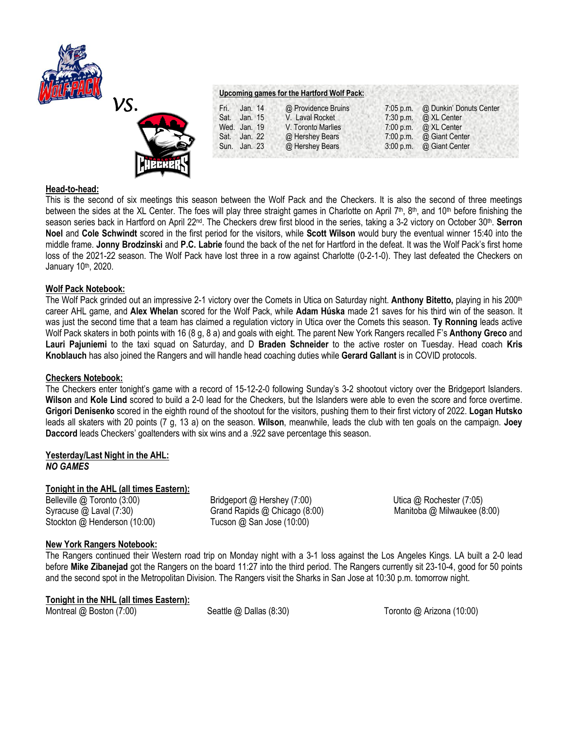vs.

**Upcoming games for the Hartford Wolf Pack:**

| | | | | |
|---|---|---|---|---|
| Fri. | Jan. 14 | @ Providence Bruins | 7:05 p.m. | @ Dunkin' Donuts Center |
| Sat. | Jan. 15 | V. Laval Rocket | 7:30 p.m. | @ XL Center |
| Wed. | Jan. 19 | V. Toronto Marlies | 7:00 p.m. | @ XL Center |
| Sat. | Jan. 22 | @ Hershey Bears | 7:00 p.m. | @ Giant Center |
| Sun. | Jan. 23 | @ Hershey Bears | 3:00 p.m. | @ Giant Center |

## Head-to-head:

This is the second of six meetings this season between the Wolf Pack and the Checkers. It is also the second of three meetings between the sides at the XL Center. The foes will play three straight games in Charlotte on April 7th, 8th, and 10th before finishing the season series back in Hartford on April 22nd. The Checkers drew first blood in the series, taking a 3-2 victory on October 30th. **Serron Noel** and **Cole Schwindt** scored in the first period for the visitors, while **Scott Wilson** would bury the eventual winner 15:40 into the middle frame. **Jonny Brodzinski** and **P.C. Labrie** found the back of the net for Hartford in the defeat. It was the Wolf Pack's first home loss of the 2021-22 season. The Wolf Pack have lost three in a row against Charlotte (0-2-1-0). They last defeated the Checkers on January 10th, 2020.

## Wolf Pack Notebook:

The Wolf Pack grinded out an impressive 2-1 victory over the Comets in Utica on Saturday night. **Anthony Bitetto,** playing in his 200th career AHL game, and **Alex Whelan** scored for the Wolf Pack, while **Adam Húska** made 21 saves for his third win of the season. It was just the second time that a team has claimed a regulation victory in Utica over the Comets this season. **Ty Ronning** leads active Wolf Pack skaters in both points with 16 (8 g, 8 a) and goals with eight. The parent New York Rangers recalled F's **Anthony Greco** and **Lauri Pajuniemi** to the taxi squad on Saturday, and D **Braden Schneider** to the active roster on Tuesday. Head coach **Kris Knoblauch** has also joined the Rangers and will handle head coaching duties while **Gerard Gallant** is in COVID protocols.

## Checkers Notebook:

The Checkers enter tonight's game with a record of 15-12-2-0 following Sunday's 3-2 shootout victory over the Bridgeport Islanders. **Wilson** and **Kole Lind** scored to build a 2-0 lead for the Checkers, but the Islanders were able to even the score and force overtime. **Grigori Denisenko** scored in the eighth round of the shootout for the visitors, pushing them to their first victory of 2022. **Logan Hutsko** leads all skaters with 20 points (7 g, 13 a) on the season. **Wilson**, meanwhile, leads the club with ten goals on the campaign. **Joey Daccord** leads Checkers' goaltenders with six wins and a .922 save percentage this season.

## Yesterday/Last Night in the AHL:

***NO GAMES***

## Tonight in the AHL (all times Eastern):

Belleville @ Toronto (3:00)
Bridgeport @ Hershey (7:00)
Utica @ Rochester (7:05)
Syracuse @ Laval (7:30)
Grand Rapids @ Chicago (8:00)
Manitoba @ Milwaukee (8:00)
Stockton @ Henderson (10:00)
Tucson @ San Jose (10:00)

## New York Rangers Notebook:

The Rangers continued their Western road trip on Monday night with a 3-1 loss against the Los Angeles Kings. LA built a 2-0 lead before **Mike Zibanejad** got the Rangers on the board 11:27 into the third period. The Rangers currently sit 23-10-4, good for 50 points and the second spot in the Metropolitan Division. The Rangers visit the Sharks in San Jose at 10:30 p.m. tomorrow night.

## Tonight in the NHL (all times Eastern):

Montreal @ Boston (7:00)
Seattle @ Dallas (8:30)
Toronto @ Arizona (10:00)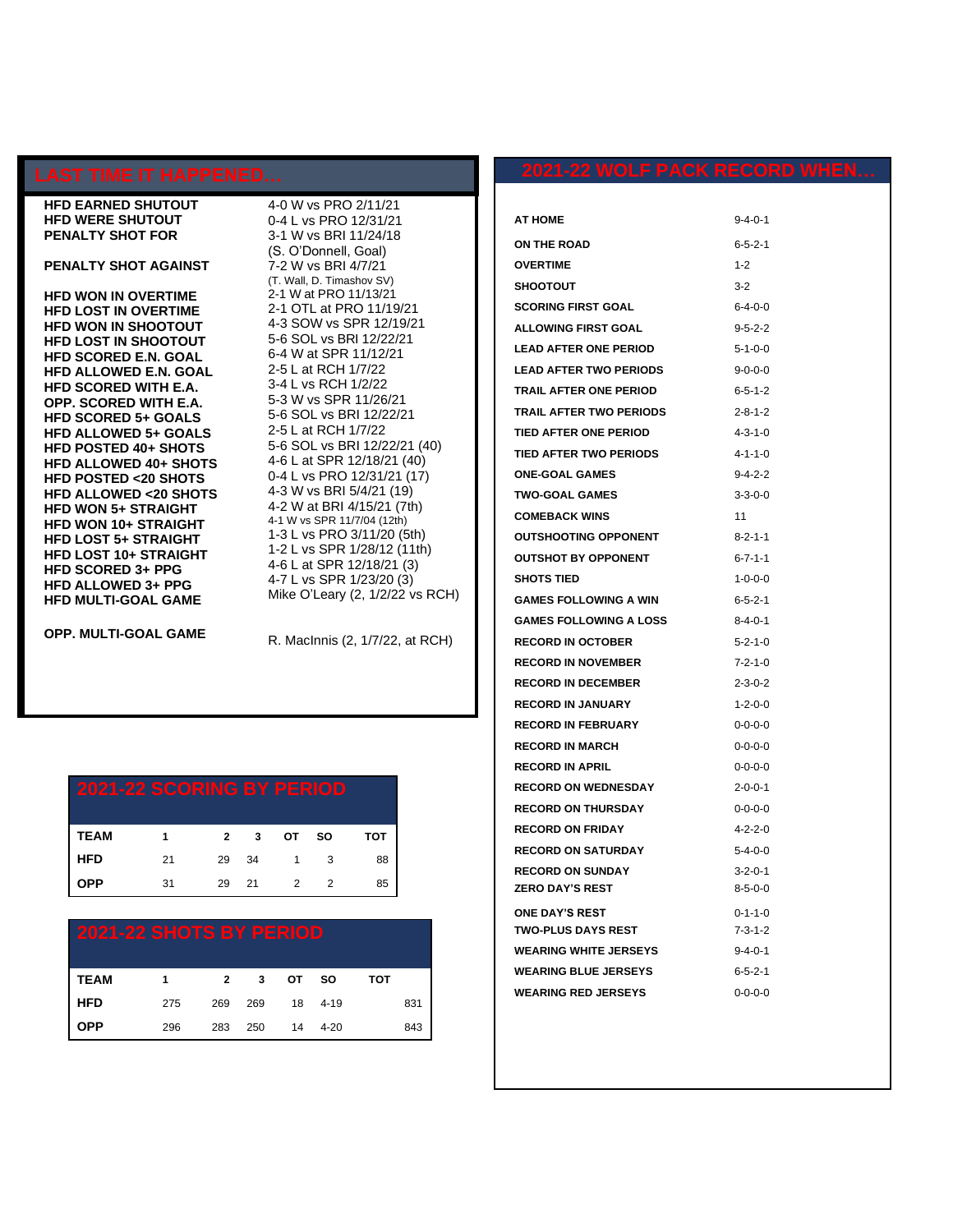## LAST TIME IT HAPPENED…

| | |
|---|---|
| **HFD EARNED SHUTOUT** | 4-0 W vs PRO 2/11/21 |
| **HFD WERE SHUTOUT** | 0-4 L vs PRO 12/31/21 |
| **PENALTY SHOT FOR** | 3-1 W vs BRI 11/24/18 (S. O'Donnell, Goal) |
| **PENALTY SHOT AGAINST** | 7-2 W vs BRI 4/7/21 (T. Wall, D. Timashov SV) |
| **HFD WON IN OVERTIME** | 2-1 W at PRO 11/13/21 |
| **HFD LOST IN OVERTIME** | 2-1 OTL at PRO 11/19/21 |
| **HFD WON IN SHOOTOUT** | 4-3 SOW vs SPR 12/19/21 |
| **HFD LOST IN SHOOTOUT** | 5-6 SOL vs BRI 12/22/21 |
| **HFD SCORED E.N. GOAL** | 6-4 W at SPR 11/12/21 |
| **HFD ALLOWED E.N. GOAL** | 2-5 L at RCH 1/7/22 |
| **HFD SCORED WITH E.A.** | 3-4 L vs RCH 1/2/22 |
| **OPP. SCORED WITH E.A.** | 5-3 W vs SPR 11/26/21 |
| **HFD SCORED 5+ GOALS** | 5-6 SOL vs BRI 12/22/21 |
| **HFD ALLOWED 5+ GOALS** | 2-5 L at RCH 1/7/22 |
| **HFD POSTED 40+ SHOTS** | 5-6 SOL vs BRI 12/22/21 (40) |
| **HFD ALLOWED 40+ SHOTS** | 4-6 L at SPR 12/18/21 (40) |
| **HFD POSTED <20 SHOTS** | 0-4 L vs PRO 12/31/21 (17) |
| **HFD ALLOWED <20 SHOTS** | 4-3 W vs BRI 5/4/21 (19) |
| **HFD WON 5+ STRAIGHT** | 4-2 W at BRI 4/15/21 (7th) |
| **HFD WON 10+ STRAIGHT** | 4-1 W vs SPR 11/7/04 (12th) |
| **HFD LOST 5+ STRAIGHT** | 1-3 L vs PRO 3/11/20 (5th) |
| **HFD LOST 10+ STRAIGHT** | 1-2 L vs SPR 1/28/12 (11th) |
| **HFD SCORED 3+ PPG** | 4-6 L at SPR 12/18/21 (3) |
| **HFD ALLOWED 3+ PPG** | 4-7 L vs SPR 1/23/20 (3) |
| **HFD MULTI-GOAL GAME** | Mike O'Leary (2, 1/2/22 vs RCH) |
| **OPP. MULTI-GOAL GAME** | R. MacInnis (2, 1/7/22, at RCH) |

## 2021-22 SCORING BY PERIOD

| TEAM | 1 | 2 | 3 | OT | SO | TOT |
|---|---|---|---|---|---|---|
| HFD | 21 | 29 | 34 | 1 | 3 | 88 |
| OPP | 31 | 29 | 21 | 2 | 2 | 85 |

## 2021-22 SHOTS BY PERIOD

| TEAM | 1 | 2 | 3 | OT | SO | TOT |
|---|---|---|---|---|---|---|
| HFD | 275 | 269 | 269 | 18 | 4-19 | 831 |
| OPP | 296 | 283 | 250 | 14 | 4-20 | 843 |

## 2021-22 WOLF PACK RECORD WHEN…

| | |
|---|---|
| AT HOME | 9-4-0-1 |
| ON THE ROAD | 6-5-2-1 |
| OVERTIME | 1-2 |
| SHOOTOUT | 3-2 |
| SCORING FIRST GOAL | 6-4-0-0 |
| ALLOWING FIRST GOAL | 9-5-2-2 |
| LEAD AFTER ONE PERIOD | 5-1-0-0 |
| LEAD AFTER TWO PERIODS | 9-0-0-0 |
| TRAIL AFTER ONE PERIOD | 6-5-1-2 |
| TRAIL AFTER TWO PERIODS | 2-8-1-2 |
| TIED AFTER ONE PERIOD | 4-3-1-0 |
| TIED AFTER TWO PERIODS | 4-1-1-0 |
| ONE-GOAL GAMES | 9-4-2-2 |
| TWO-GOAL GAMES | 3-3-0-0 |
| COMEBACK WINS | 11 |
| OUTSHOOTING OPPONENT | 8-2-1-1 |
| OUTSHOT BY OPPONENT | 6-7-1-1 |
| SHOTS TIED | 1-0-0-0 |
| GAMES FOLLOWING A WIN | 6-5-2-1 |
| GAMES FOLLOWING A LOSS | 8-4-0-1 |
| RECORD IN OCTOBER | 5-2-1-0 |
| RECORD IN NOVEMBER | 7-2-1-0 |
| RECORD IN DECEMBER | 2-3-0-2 |
| RECORD IN JANUARY | 1-2-0-0 |
| RECORD IN FEBRUARY | 0-0-0-0 |
| RECORD IN MARCH | 0-0-0-0 |
| RECORD IN APRIL | 0-0-0-0 |
| RECORD ON WEDNESDAY | 2-0-0-1 |
| RECORD ON THURSDAY | 0-0-0-0 |
| RECORD ON FRIDAY | 4-2-2-0 |
| RECORD ON SATURDAY | 5-4-0-0 |
| RECORD ON SUNDAY | 3-2-0-1 |
| ZERO DAY'S REST | 8-5-0-0 |
| ONE DAY'S REST | 0-1-1-0 |
| TWO-PLUS DAYS REST | 7-3-1-2 |
| WEARING WHITE JERSEYS | 9-4-0-1 |
| WEARING BLUE JERSEYS | 6-5-2-1 |
| WEARING RED JERSEYS | 0-0-0-0 |